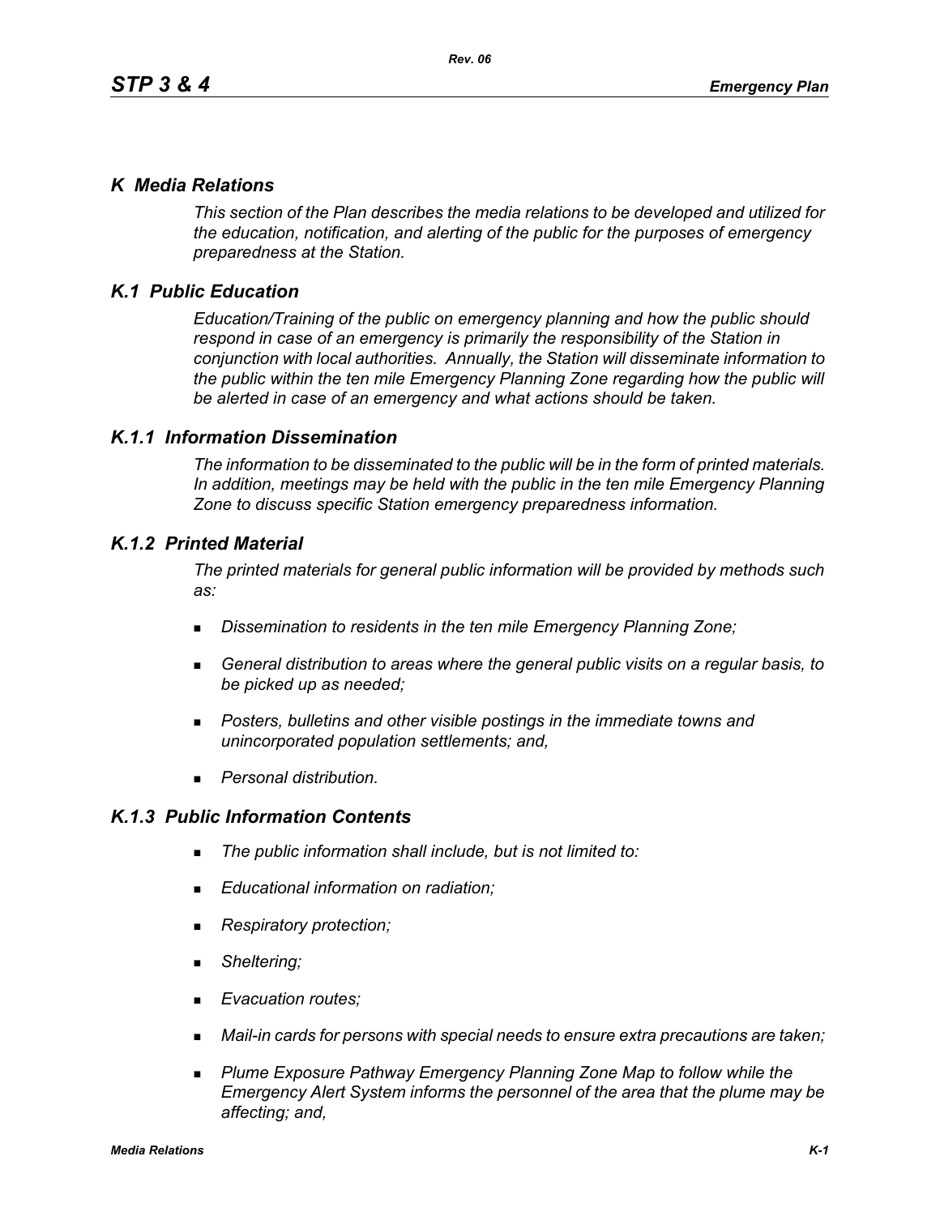## *K Media Relations*

*This section of the Plan describes the media relations to be developed and utilized for the education, notification, and alerting of the public for the purposes of emergency preparedness at the Station.*

### *K.1 Public Education*

*Education/Training of the public on emergency planning and how the public should respond in case of an emergency is primarily the responsibility of the Station in conjunction with local authorities. Annually, the Station will disseminate information to the public within the ten mile Emergency Planning Zone regarding how the public will be alerted in case of an emergency and what actions should be taken.*

#### *K.1.1 Information Dissemination*

*The information to be disseminated to the public will be in the form of printed materials. In addition, meetings may be held with the public in the ten mile Emergency Planning Zone to discuss specific Station emergency preparedness information.*

#### *K.1.2 Printed Material*

*The printed materials for general public information will be provided by methods such as:*

- *Dissemination to residents in the ten mile Emergency Planning Zone;*
- *General distribution to areas where the general public visits on a regular basis, to be picked up as needed;*
- *Posters, bulletins and other visible postings in the immediate towns and unincorporated population settlements; and,*
- *Personal distribution.*

#### *K.1.3 Public Information Contents*

- *The public information shall include, but is not limited to:*
- *Educational information on radiation;*
- *Respiratory protection;*
- *Sheltering;*
- *Evacuation routes;*
- *Mail-in cards for persons with special needs to ensure extra precautions are taken;*
- *Plume Exposure Pathway Emergency Planning Zone Map to follow while the Emergency Alert System informs the personnel of the area that the plume may be affecting; and,*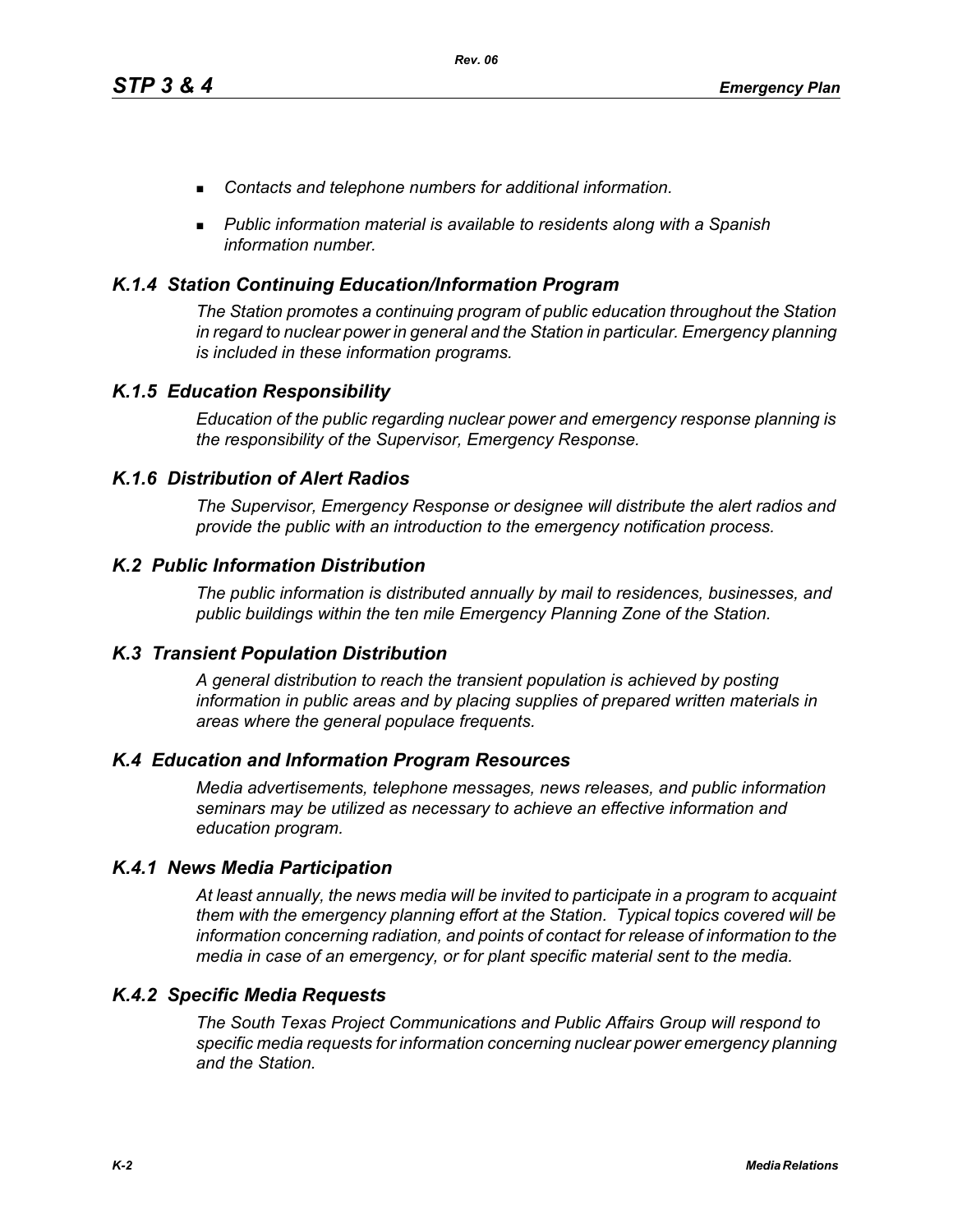- *Contacts and telephone numbers for additional information.*
- *Public information material is available to residents along with a Spanish information number.*

### *K.1.4 Station Continuing Education/Information Program*

*The Station promotes a continuing program of public education throughout the Station in regard to nuclear power in general and the Station in particular. Emergency planning is included in these information programs.*

### *K.1.5 Education Responsibility*

*Education of the public regarding nuclear power and emergency response planning is the responsibility of the Supervisor, Emergency Response.*

### *K.1.6 Distribution of Alert Radios*

*The Supervisor, Emergency Response or designee will distribute the alert radios and provide the public with an introduction to the emergency notification process.*

## *K.2 Public Information Distribution*

*The public information is distributed annually by mail to residences, businesses, and public buildings within the ten mile Emergency Planning Zone of the Station.*

## *K.3 Transient Population Distribution*

*A general distribution to reach the transient population is achieved by posting information in public areas and by placing supplies of prepared written materials in areas where the general populace frequents.*

## *K.4 Education and Information Program Resources*

*Media advertisements, telephone messages, news releases, and public information seminars may be utilized as necessary to achieve an effective information and education program.*

### *K.4.1 News Media Participation*

*At least annually, the news media will be invited to participate in a program to acquaint them with the emergency planning effort at the Station. Typical topics covered will be information concerning radiation, and points of contact for release of information to the media in case of an emergency, or for plant specific material sent to the media.*

### *K.4.2 Specific Media Requests*

*The South Texas Project Communications and Public Affairs Group will respond to specific media requests for information concerning nuclear power emergency planning and the Station.*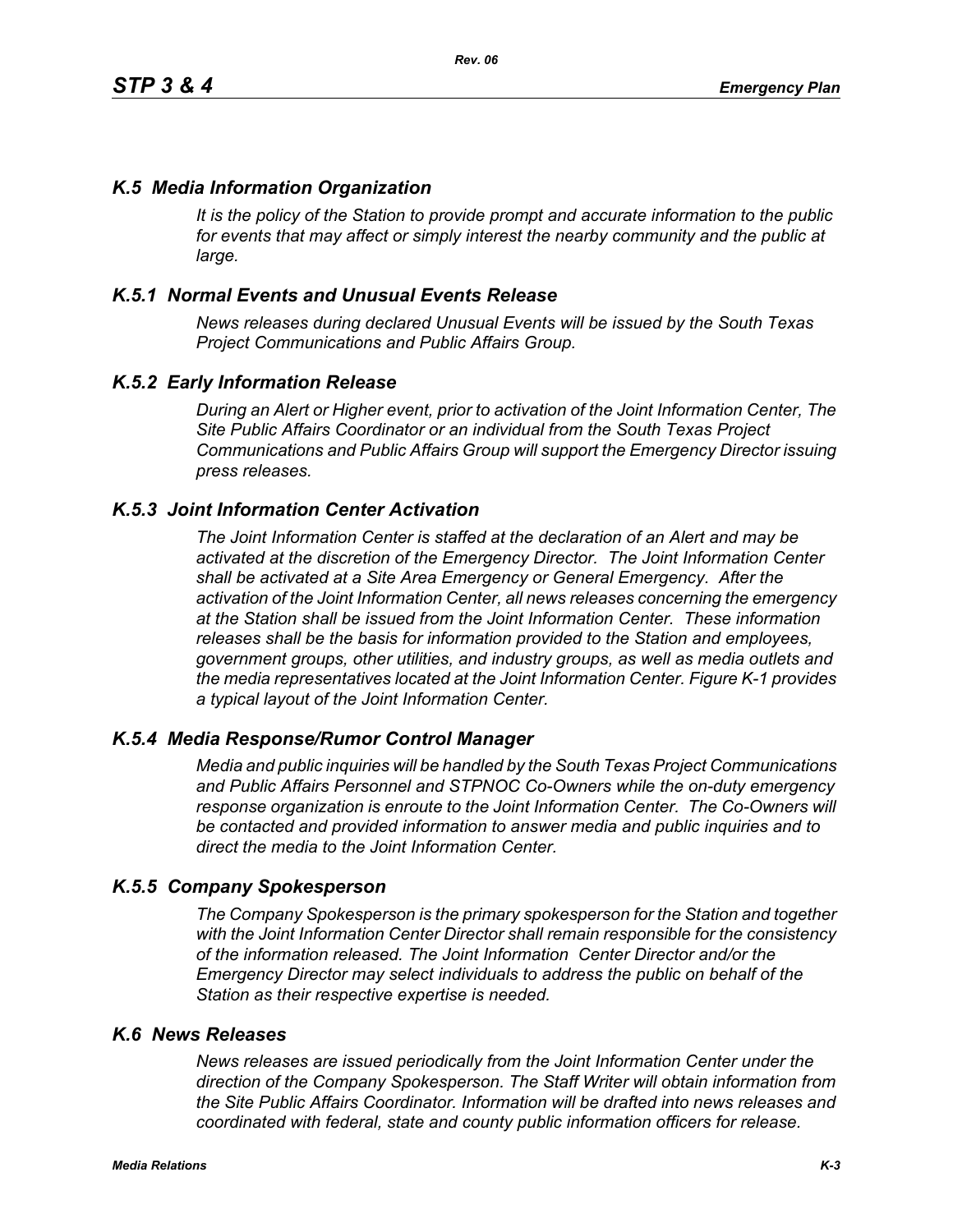## *K.5 Media Information Organization*

*It is the policy of the Station to provide prompt and accurate information to the public for events that may affect or simply interest the nearby community and the public at large.*

### *K.5.1 Normal Events and Unusual Events Release*

*News releases during declared Unusual Events will be issued by the South Texas Project Communications and Public Affairs Group.*

### *K.5.2 Early Information Release*

*During an Alert or Higher event, prior to activation of the Joint Information Center, The Site Public Affairs Coordinator or an individual from the South Texas Project Communications and Public Affairs Group will support the Emergency Director issuing press releases.*

### *K.5.3 Joint Information Center Activation*

*The Joint Information Center is staffed at the declaration of an Alert and may be activated at the discretion of the Emergency Director. The Joint Information Center shall be activated at a Site Area Emergency or General Emergency. After the activation of the Joint Information Center, all news releases concerning the emergency at the Station shall be issued from the Joint Information Center. These information releases shall be the basis for information provided to the Station and employees, government groups, other utilities, and industry groups, as well as media outlets and the media representatives located at the Joint Information Center. Figure K-1 provides a typical layout of the Joint Information Center.*

### *K.5.4 Media Response/Rumor Control Manager*

*Media and public inquiries will be handled by the South Texas Project Communications and Public Affairs Personnel and STPNOC Co-Owners while the on-duty emergency response organization is enroute to the Joint Information Center. The Co-Owners will be contacted and provided information to answer media and public inquiries and to direct the media to the Joint Information Center.*

### *K.5.5 Company Spokesperson*

*The Company Spokesperson is the primary spokesperson for the Station and together with the Joint Information Center Director shall remain responsible for the consistency of the information released. The Joint Information Center Director and/or the Emergency Director may select individuals to address the public on behalf of the Station as their respective expertise is needed.*

## *K.6 News Releases*

*News releases are issued periodically from the Joint Information Center under the direction of the Company Spokesperson. The Staff Writer will obtain information from the Site Public Affairs Coordinator. Information will be drafted into news releases and coordinated with federal, state and county public information officers for release.*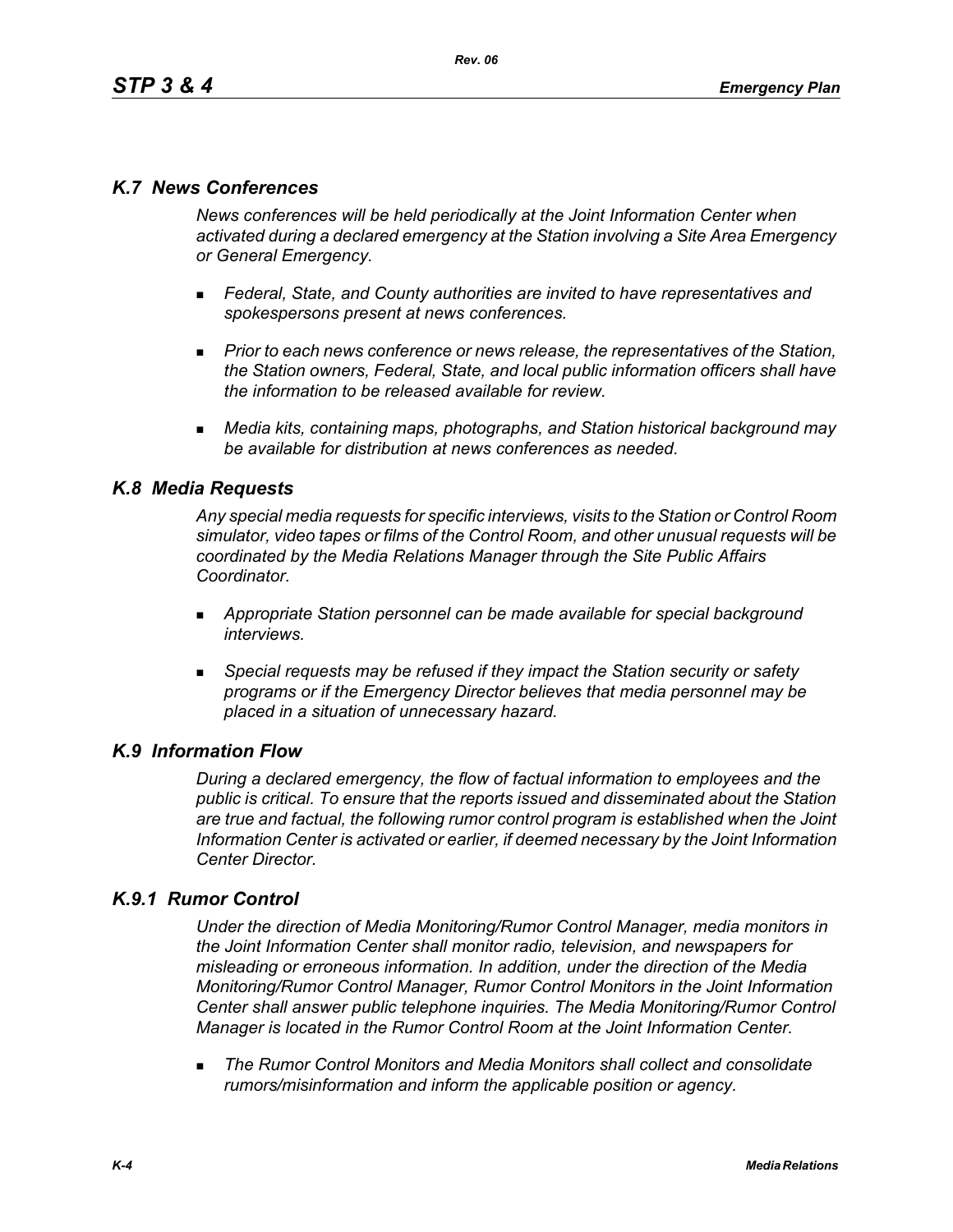## *K.7 News Conferences*

*News conferences will be held periodically at the Joint Information Center when activated during a declared emergency at the Station involving a Site Area Emergency or General Emergency.*

- *Federal, State, and County authorities are invited to have representatives and spokespersons present at news conferences.*
- *Prior to each news conference or news release, the representatives of the Station, the Station owners, Federal, State, and local public information officers shall have the information to be released available for review.*
- *Media kits, containing maps, photographs, and Station historical background may be available for distribution at news conferences as needed.*

## *K.8 Media Requests*

*Any special media requests for specific interviews, visits to the Station or Control Room simulator, video tapes or films of the Control Room, and other unusual requests will be coordinated by the Media Relations Manager through the Site Public Affairs Coordinator.*

- *Appropriate Station personnel can be made available for special background interviews.*
- *Special requests may be refused if they impact the Station security or safety programs or if the Emergency Director believes that media personnel may be placed in a situation of unnecessary hazard.*

## *K.9 Information Flow*

*During a declared emergency, the flow of factual information to employees and the public is critical. To ensure that the reports issued and disseminated about the Station are true and factual, the following rumor control program is established when the Joint Information Center is activated or earlier, if deemed necessary by the Joint Information Center Director.*

### *K.9.1 Rumor Control*

*Under the direction of Media Monitoring/Rumor Control Manager, media monitors in the Joint Information Center shall monitor radio, television, and newspapers for misleading or erroneous information. In addition, under the direction of the Media Monitoring/Rumor Control Manager, Rumor Control Monitors in the Joint Information Center shall answer public telephone inquiries. The Media Monitoring/Rumor Control Manager is located in the Rumor Control Room at the Joint Information Center.*

- *The Rumor Control Monitors and Media Monitors shall collect and consolidate rumors/misinformation and inform the applicable position or agency.*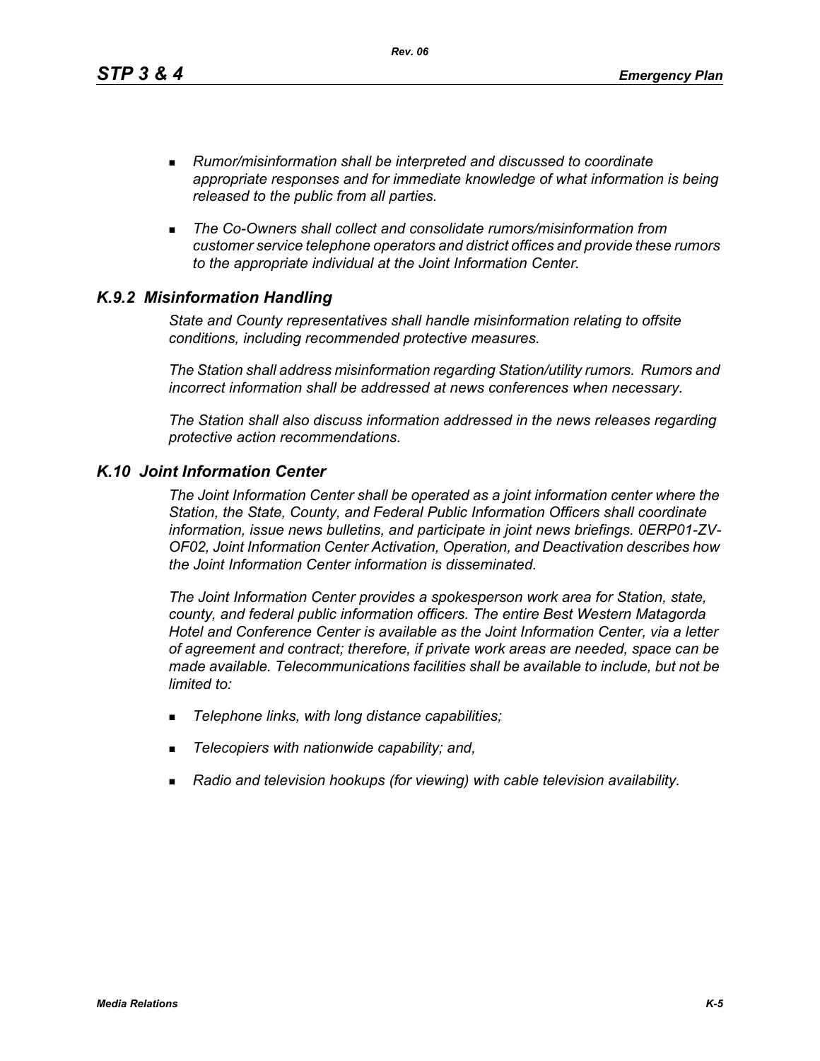- *Rumor/misinformation shall be interpreted and discussed to coordinate appropriate responses and for immediate knowledge of what information is being released to the public from all parties.*

- *The Co-Owners shall collect and consolidate rumors/misinformation from customer service telephone operators and district offices and provide these rumors to the appropriate individual at the Joint Information Center.*

### *K.9.2 Misinformation Handling*

*State and County representatives shall handle misinformation relating to offsite conditions, including recommended protective measures.*

*The Station shall address misinformation regarding Station/utility rumors. Rumors and incorrect information shall be addressed at news conferences when necessary.*

*The Station shall also discuss information addressed in the news releases regarding protective action recommendations.*

## *K.10 Joint Information Center*

*The Joint Information Center shall be operated as a joint information center where the Station, the State, County, and Federal Public Information Officers shall coordinate information, issue news bulletins, and participate in joint news briefings. 0ERP01-ZV-OF02, Joint Information Center Activation, Operation, and Deactivation describes how the Joint Information Center information is disseminated.*

*The Joint Information Center provides a spokesperson work area for Station, state, county, and federal public information officers. The entire Best Western Matagorda Hotel and Conference Center is available as the Joint Information Center, via a letter of agreement and contract; therefore, if private work areas are needed, space can be made available. Telecommunications facilities shall be available to include, but not be limited to:*

- *Telephone links, with long distance capabilities;*

- *Telecopiers with nationwide capability; and,*

- *Radio and television hookups (for viewing) with cable television availability.*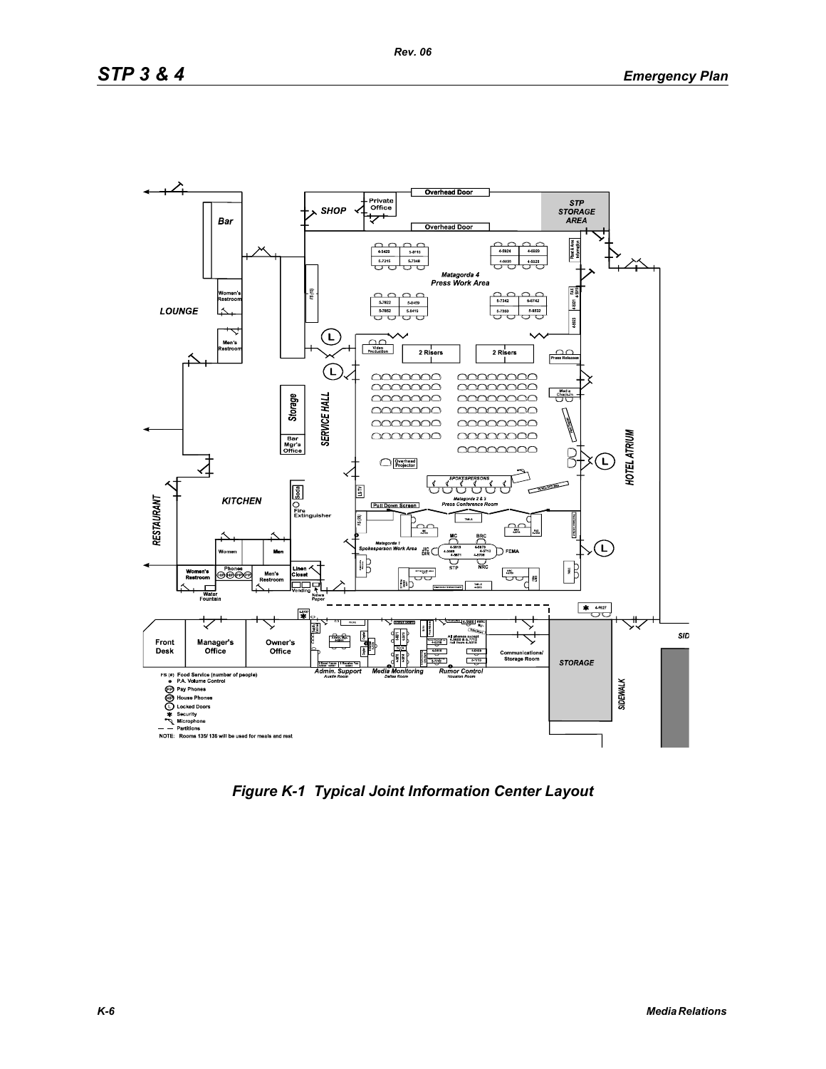Front Desk

Manager's Office

Owner's Office

Admin. Support
Austin Room

Media Monitoring
Dallas Room

Rumor Control
Houston Room

Communications/ Storage Room

STORAGE

SIDEWALK

LOUNGE

Bar

SHOP

Private Office

Overhead Door

STP STORAGE AREA

Matagorda 4
Press Work Area

SERVICE HALL

Storage

Bar Mgr's Office

KITCHEN

RESTAURANT

Fire Extinguisher

Women's Restroom

Men's Restroom

Phones

Linen Closet

Vending

News Paper

Water Fountain

Video Production

2 Risers

Press Releases

Media Check-In

Overhead Projector

SPOKESPERSONS

Matagorda 2 & 3
Press Conference Room

Pull Down Screen

Matagorda 1
Spokesperson Work Area

JIC DIR

MC

BRC

FEMA

STP

NRC

HOTEL ATRIUM

FS (#) Food Service (number of people)
P.A. Volume Control
Pay Phones
House Phones
Locked Doors
Security
Microphone
Partitions
NOTE: Rooms 135/ 136 will be used for meals and rest

Figure K-1 Typical Joint Information Center Layout